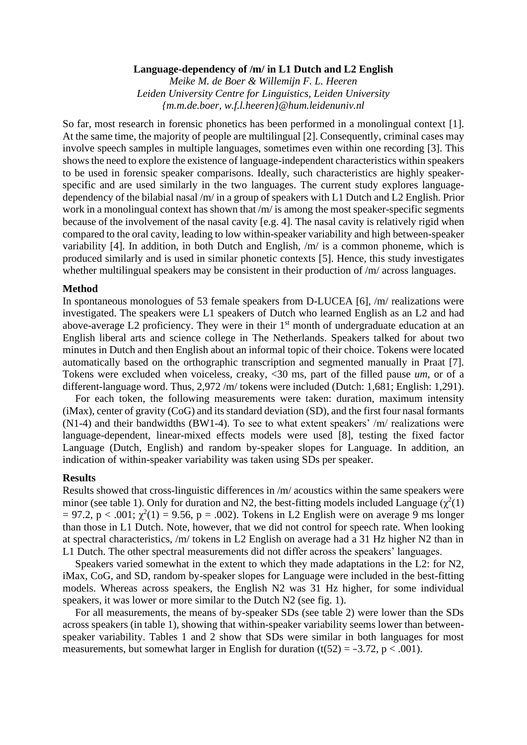**Language-dependency of /m/ in L1 Dutch and L2 English**

*Meike M. de Boer & Willemijn F. L. Heeren*

*Leiden University Centre for Linguistics, Leiden University*

*{m.m.de.boer, w.f.l.heeren}@hum.leidenuniv.nl*

So far, most research in forensic phonetics has been performed in a monolingual context [1]. At the same time, the majority of people are multilingual [2]. Consequently, criminal cases may involve speech samples in multiple languages, sometimes even within one recording [3]. This shows the need to explore the existence of language-independent characteristics within speakers to be used in forensic speaker comparisons. Ideally, such characteristics are highly speaker-specific and are used similarly in the two languages. The current study explores language-dependency of the bilabial nasal /m/ in a group of speakers with L1 Dutch and L2 English. Prior work in a monolingual context has shown that /m/ is among the most speaker-specific segments because of the involvement of the nasal cavity [e.g. 4]. The nasal cavity is relatively rigid when compared to the oral cavity, leading to low within-speaker variability and high between-speaker variability [4]. In addition, in both Dutch and English, /m/ is a common phoneme, which is produced similarly and is used in similar phonetic contexts [5]. Hence, this study investigates whether multilingual speakers may be consistent in their production of /m/ across languages.

## Method

In spontaneous monologues of 53 female speakers from D-LUCEA [6], /m/ realizations were investigated. The speakers were L1 speakers of Dutch who learned English as an L2 and had above-average L2 proficiency. They were in their 1st month of undergraduate education at an English liberal arts and science college in The Netherlands. Speakers talked for about two minutes in Dutch and then English about an informal topic of their choice. Tokens were located automatically based on the orthographic transcription and segmented manually in Praat [7]. Tokens were excluded when voiceless, creaky, <30 ms, part of the filled pause *um*, or of a different-language word. Thus, 2,972 /m/ tokens were included (Dutch: 1,681; English: 1,291).

For each token, the following measurements were taken: duration, maximum intensity (iMax), center of gravity (CoG) and its standard deviation (SD), and the first four nasal formants (N1-4) and their bandwidths (BW1-4). To see to what extent speakers' /m/ realizations were language-dependent, linear-mixed effects models were used [8], testing the fixed factor Language (Dutch, English) and random by-speaker slopes for Language. In addition, an indication of within-speaker variability was taken using SDs per speaker.

## Results

Results showed that cross-linguistic differences in /m/ acoustics within the same speakers were minor (see table 1). Only for duration and N2, the best-fitting models included Language ($\chi^2(1) = 97.2$, $p < .001$; $\chi^2(1) = 9.56$, $p = .002$). Tokens in L2 English were on average 9 ms longer than those in L1 Dutch. Note, however, that we did not control for speech rate. When looking at spectral characteristics, /m/ tokens in L2 English on average had a 31 Hz higher N2 than in L1 Dutch. The other spectral measurements did not differ across the speakers' languages.

Speakers varied somewhat in the extent to which they made adaptations in the L2: for N2, iMax, CoG, and SD, random by-speaker slopes for Language were included in the best-fitting models. Whereas across speakers, the English N2 was 31 Hz higher, for some individual speakers, it was lower or more similar to the Dutch N2 (see fig. 1).

For all measurements, the means of by-speaker SDs (see table 2) were lower than the SDs across speakers (in table 1), showing that within-speaker variability seems lower than between-speaker variability. Tables 1 and 2 show that SDs were similar in both languages for most measurements, but somewhat larger in English for duration ($t(52) = -3.72$, $p < .001$).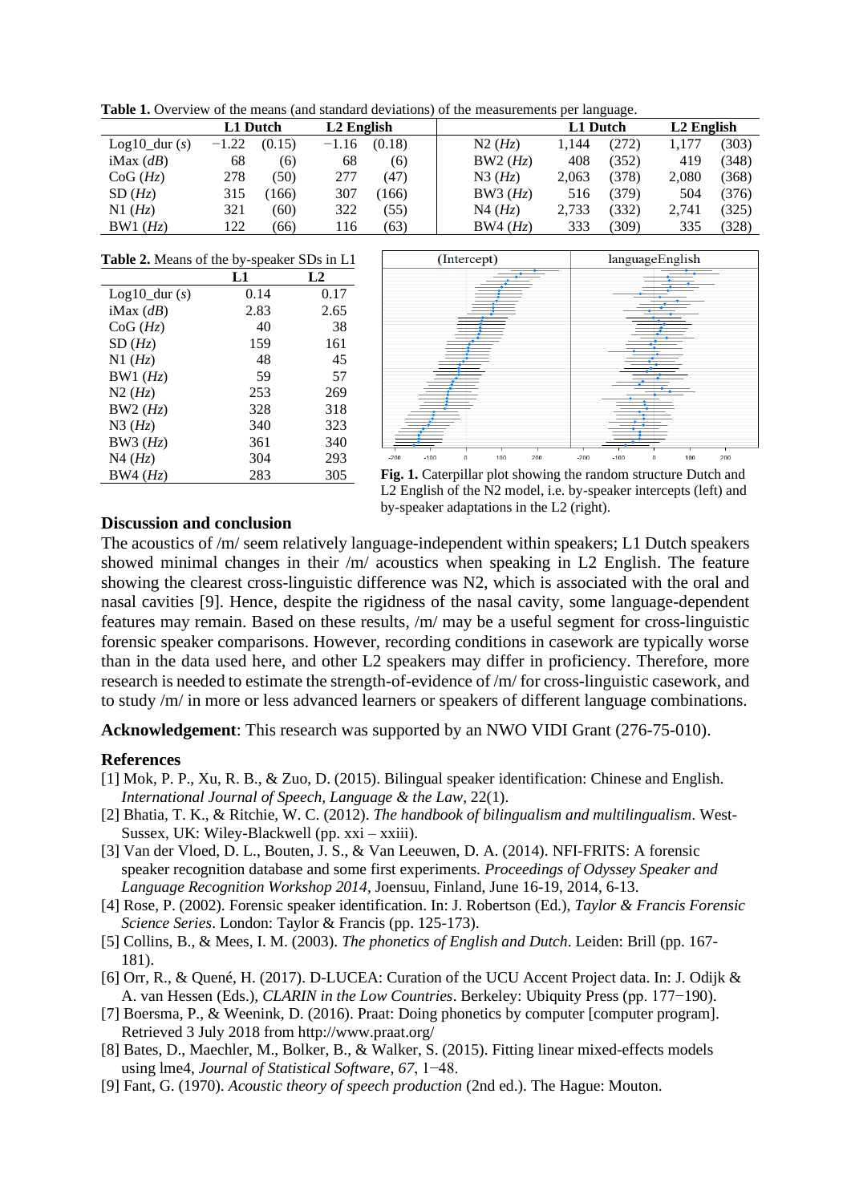**Table 1.** Overview of the means (and standard deviations) of the measurements per language.

| | L1 Dutch | | L2 English | | | L1 Dutch | | L2 English | |
|---|---|---|---|---|---|---|---|---|---|
| Log10_dur (*s*) | −1.22 | (0.15) | −1.16 | (0.18) | N2 (*Hz*) | 1,144 | (272) | 1,177 | (303) |
| iMax (*dB*) | 68 | (6) | 68 | (6) | BW2 (*Hz*) | 408 | (352) | 419 | (348) |
| CoG (*Hz*) | 278 | (50) | 277 | (47) | N3 (*Hz*) | 2,063 | (378) | 2,080 | (368) |
| SD (*Hz*) | 315 | (166) | 307 | (166) | BW3 (*Hz*) | 516 | (379) | 504 | (376) |
| N1 (*Hz*) | 321 | (60) | 322 | (55) | N4 (*Hz*) | 2,733 | (332) | 2,741 | (325) |
| BW1 (*Hz*) | 122 | (66) | 116 | (63) | BW4 (*Hz*) | 333 | (309) | 335 | (328) |

**Table 2.** Means of the by-speaker SDs in L1

| | L1 | L2 |
|---|---|---|
| Log10_dur (*s*) | 0.14 | 0.17 |
| iMax (*dB*) | 2.83 | 2.65 |
| CoG (*Hz*) | 40 | 38 |
| SD (*Hz*) | 159 | 161 |
| N1 (*Hz*) | 48 | 45 |
| BW1 (*Hz*) | 59 | 57 |
| N2 (*Hz*) | 253 | 269 |
| BW2 (*Hz*) | 328 | 318 |
| N3 (*Hz*) | 340 | 323 |
| BW3 (*Hz*) | 361 | 340 |
| N4 (*Hz*) | 304 | 293 |
| BW4 (*Hz*) | 283 | 305 |

(Intercept)

languageEnglish

-200 -100 0 100 200

-200 -100 0 100 200

**Fig. 1.** Caterpillar plot showing the random structure Dutch and L2 English of the N2 model, i.e. by-speaker intercepts (left) and by-speaker adaptations in the L2 (right).

## Discussion and conclusion

The acoustics of /m/ seem relatively language-independent within speakers; L1 Dutch speakers showed minimal changes in their /m/ acoustics when speaking in L2 English. The feature showing the clearest cross-linguistic difference was N2, which is associated with the oral and nasal cavities [9]. Hence, despite the rigidness of the nasal cavity, some language-dependent features may remain. Based on these results, /m/ may be a useful segment for cross-linguistic forensic speaker comparisons. However, recording conditions in casework are typically worse than in the data used here, and other L2 speakers may differ in proficiency. Therefore, more research is needed to estimate the strength-of-evidence of /m/ for cross-linguistic casework, and to study /m/ in more or less advanced learners or speakers of different language combinations.

**Acknowledgement**: This research was supported by an NWO VIDI Grant (276-75-010).

## References

[1] Mok, P. P., Xu, R. B., & Zuo, D. (2015). Bilingual speaker identification: Chinese and English. *International Journal of Speech, Language & the Law*, 22(1).

[2] Bhatia, T. K., & Ritchie, W. C. (2012). *The handbook of bilingualism and multilingualism*. West-Sussex, UK: Wiley-Blackwell (pp. xxi – xxiii).

[3] Van der Vloed, D. L., Bouten, J. S., & Van Leeuwen, D. A. (2014). NFI-FRITS: A forensic speaker recognition database and some first experiments. *Proceedings of Odyssey Speaker and Language Recognition Workshop 2014*, Joensuu, Finland, June 16-19, 2014, 6-13.

[4] Rose, P. (2002). Forensic speaker identification. In: J. Robertson (Ed.), *Taylor & Francis Forensic Science Series*. London: Taylor & Francis (pp. 125-173).

[5] Collins, B., & Mees, I. M. (2003). *The phonetics of English and Dutch*. Leiden: Brill (pp. 167-181).

[6] Orr, R., & Quené, H. (2017). D-LUCEA: Curation of the UCU Accent Project data. In: J. Odijk & A. van Hessen (Eds.), *CLARIN in the Low Countries*. Berkeley: Ubiquity Press (pp. 177−190).

[7] Boersma, P., & Weenink, D. (2016). Praat: Doing phonetics by computer [computer program]. Retrieved 3 July 2018 from http://www.praat.org/

[8] Bates, D., Maechler, M., Bolker, B., & Walker, S. (2015). Fitting linear mixed-effects models using lme4, *Journal of Statistical Software, 67*, 1−48.

[9] Fant, G. (1970). *Acoustic theory of speech production* (2nd ed.). The Hague: Mouton.